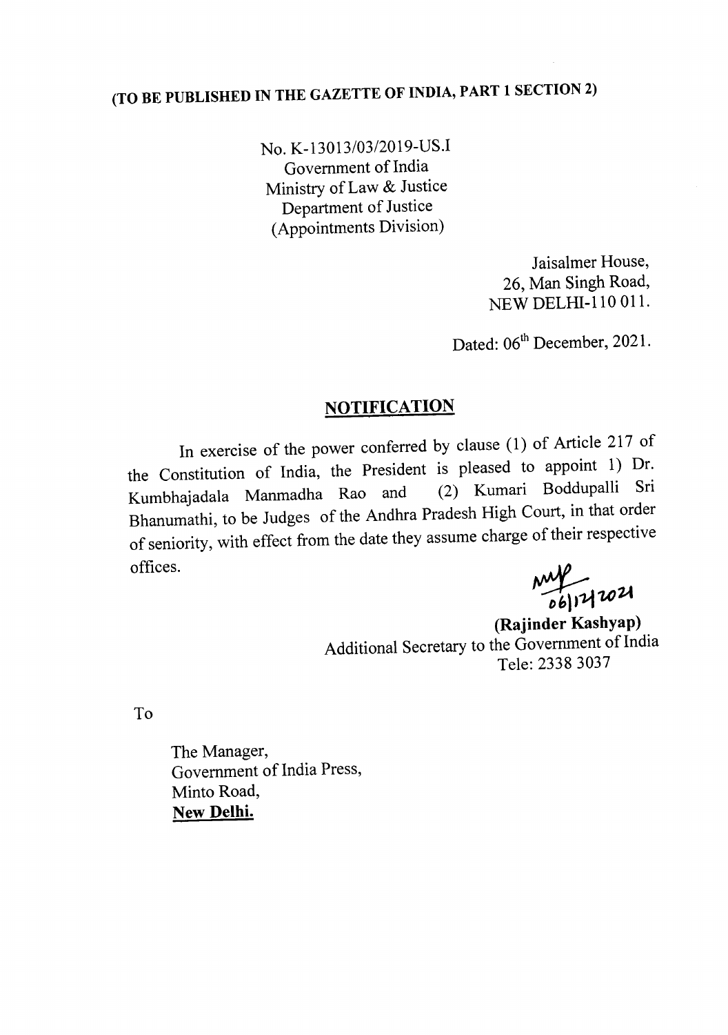**(TO BE PUBLISHED IN THE GAZETTE OF INDIA, PART 1 SECTION 2)**

No. K-13013/03/2019-US.I
Government of India
Ministry of Law & Justice
Department of Justice
(Appointments Division)

Jaisalmer House,
26, Man Singh Road,
NEW DELHI-110 011.

Dated: 06th December, 2021.

## NOTIFICATION

In exercise of the power conferred by clause (1) of Article 217 of the Constitution of India, the President is pleased to appoint 1) Dr. Kumbhajadala Manmadha Rao and (2) Kumari Boddupalli Sri Bhanumathi, to be Judges of the Andhra Pradesh High Court, in that order of seniority, with effect from the date they assume charge of their respective offices.

06/12/2021

**(Rajinder Kashyap)**
Additional Secretary to the Government of India
Tele: 2338 3037

To

The Manager,
Government of India Press,
Minto Road,
**New Delhi.**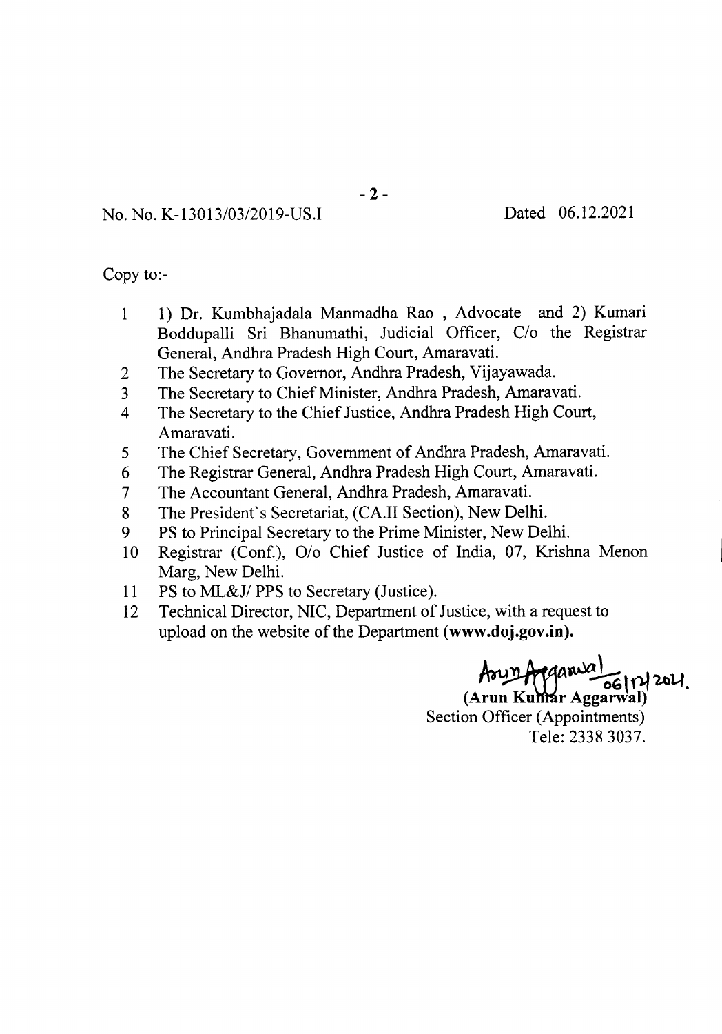No. No. K-13013/03/2019-US.I Dated 06.12.2021

Copy to:-

1. 1) Dr. Kumbhajadala Manmadha Rao , Advocate and 2) Kumari Boddupalli Sri Bhanumathi, Judicial Officer, C/o the Registrar General, Andhra Pradesh High Court, Amaravati.
2. The Secretary to Governor, Andhra Pradesh, Vijayawada.
3. The Secretary to Chief Minister, Andhra Pradesh, Amaravati.
4. The Secretary to the Chief Justice, Andhra Pradesh High Court, Amaravati.
5. The Chief Secretary, Government of Andhra Pradesh, Amaravati.
6. The Registrar General, Andhra Pradesh High Court, Amaravati.
7. The Accountant General, Andhra Pradesh, Amaravati.
8. The President`s Secretariat, (CA.II Section), New Delhi.
9. PS to Principal Secretary to the Prime Minister, New Delhi.
10. Registrar (Conf.), O/o Chief Justice of India, 07, Krishna Menon Marg, New Delhi.
11. PS to ML&J/ PPS to Secretary (Justice).
12. Technical Director, NIC, Department of Justice, with a request to upload on the website of the Department (**www.doj.gov.in**).

Arun Aggarwal 06/12/2021.
**(Arun Kumar Aggarwal)**
Section Officer (Appointments)
Tele: 2338 3037.